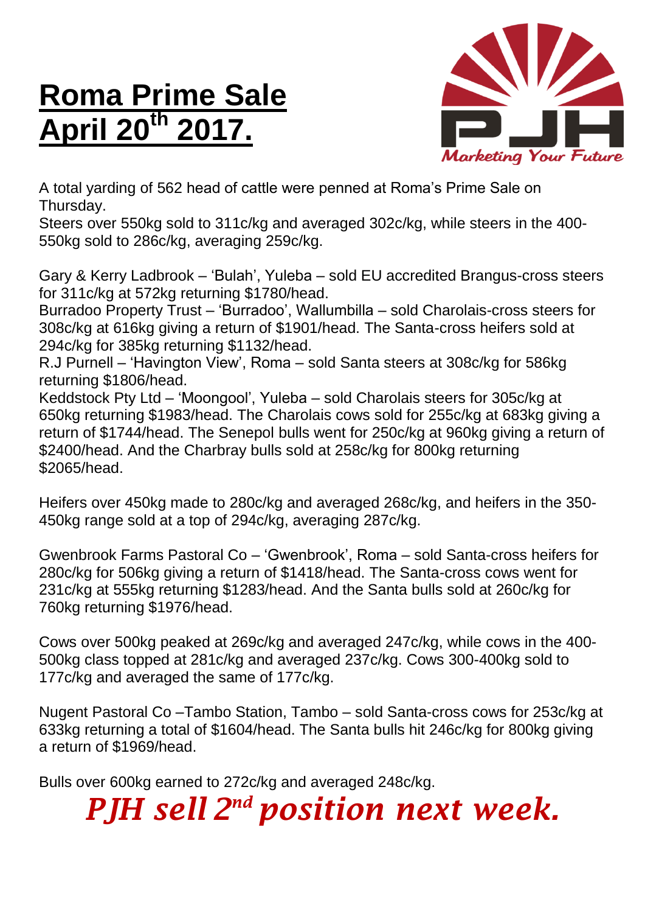# Roma Prime Sale April 20th 2017.

PJH

*Marketing Your Future*

A total yarding of 562 head of cattle were penned at Roma's Prime Sale on Thursday.
Steers over 550kg sold to 311c/kg and averaged 302c/kg, while steers in the 400-550kg sold to 286c/kg, averaging 259c/kg.

Gary & Kerry Ladbrook – 'Bulah', Yuleba – sold EU accredited Brangus-cross steers for 311c/kg at 572kg returning $1780/head.
Burradoo Property Trust – 'Burradoo', Wallumbilla – sold Charolais-cross steers for 308c/kg at 616kg giving a return of $1901/head. The Santa-cross heifers sold at 294c/kg for 385kg returning $1132/head.
R.J Purnell – 'Havington View', Roma – sold Santa steers at 308c/kg for 586kg returning $1806/head.
Keddstock Pty Ltd – 'Moongool', Yuleba – sold Charolais steers for 305c/kg at 650kg returning $1983/head. The Charolais cows sold for 255c/kg at 683kg giving a return of $1744/head. The Senepol bulls went for 250c/kg at 960kg giving a return of $2400/head. And the Charbray bulls sold at 258c/kg for 800kg returning $2065/head.

Heifers over 450kg made to 280c/kg and averaged 268c/kg, and heifers in the 350-450kg range sold at a top of 294c/kg, averaging 287c/kg.

Gwenbrook Farms Pastoral Co – 'Gwenbrook', Roma – sold Santa-cross heifers for 280c/kg for 506kg giving a return of $1418/head. The Santa-cross cows went for 231c/kg at 555kg returning $1283/head. And the Santa bulls sold at 260c/kg for 760kg returning $1976/head.

Cows over 500kg peaked at 269c/kg and averaged 247c/kg, while cows in the 400-500kg class topped at 281c/kg and averaged 237c/kg. Cows 300-400kg sold to 177c/kg and averaged the same of 177c/kg.

Nugent Pastoral Co –Tambo Station, Tambo – sold Santa-cross cows for 253c/kg at 633kg returning a total of $1604/head. The Santa bulls hit 246c/kg for 800kg giving a return of $1969/head.

Bulls over 600kg earned to 272c/kg and averaged 248c/kg.

***PJH sell 2nd position next week.***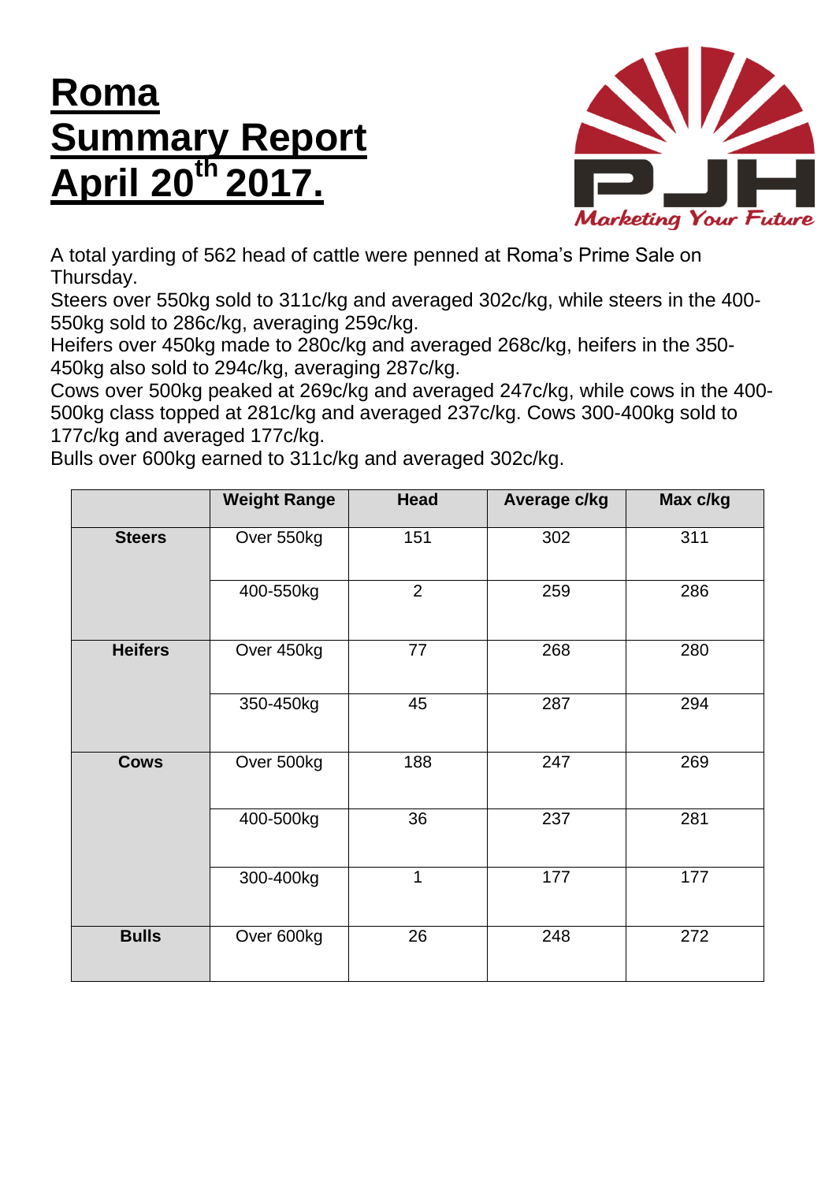# Roma Summary Report April 20th 2017.

Marketing Your Future

A total yarding of 562 head of cattle were penned at Roma's Prime Sale on Thursday.

Steers over 550kg sold to 311c/kg and averaged 302c/kg, while steers in the 400-550kg sold to 286c/kg, averaging 259c/kg.

Heifers over 450kg made to 280c/kg and averaged 268c/kg, heifers in the 350-450kg also sold to 294c/kg, averaging 287c/kg.

Cows over 500kg peaked at 269c/kg and averaged 247c/kg, while cows in the 400-500kg class topped at 281c/kg and averaged 237c/kg. Cows 300-400kg sold to 177c/kg and averaged 177c/kg.

Bulls over 600kg earned to 311c/kg and averaged 302c/kg.

| | Weight Range | Head | Average c/kg | Max c/kg |
|---|---|---|---|---|
| **Steers** | Over 550kg | 151 | 302 | 311 |
| | 400-550kg | 2 | 259 | 286 |
| **Heifers** | Over 450kg | 77 | 268 | 280 |
| | 350-450kg | 45 | 287 | 294 |
| **Cows** | Over 500kg | 188 | 247 | 269 |
| | 400-500kg | 36 | 237 | 281 |
| | 300-400kg | 1 | 177 | 177 |
| **Bulls** | Over 600kg | 26 | 248 | 272 |